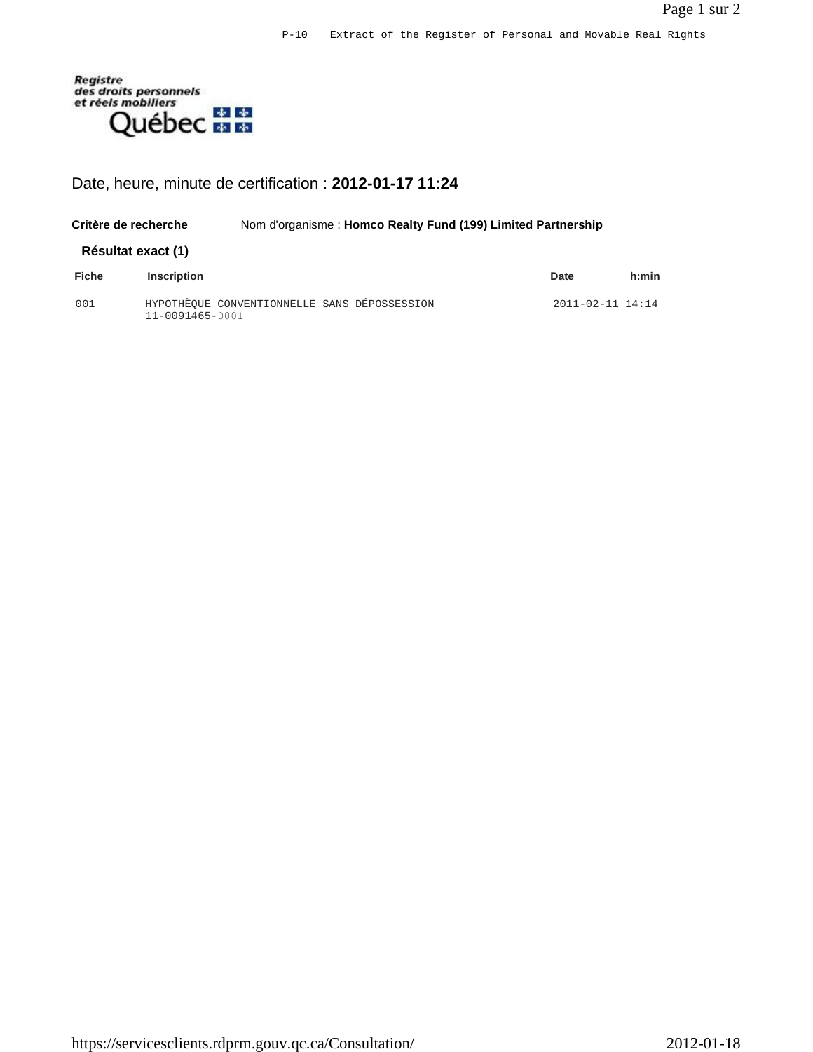P-10 Extract of the Register of Personal and Movable Real Rights

Registre des droits personnels et réels mobiliers
Québec

Date, heure, minute de certification : **2012-01-17 11:24**

**Critère de recherche** Nom d'organisme : **Homco Realty Fund (199) Limited Partnership**

**Résultat exact (1)**

| Fiche | Inscription | Date | h:min |
|---|---|---|---|
| 001 | HYPOTHÈQUE CONVENTIONNELLE SANS DÉPOSSESSION 11-0091465-0001 | 2011-02-11 | 14:14 |

https://servicesclients.rdprm.gouv.qc.ca/Consultation/ 2012-01-18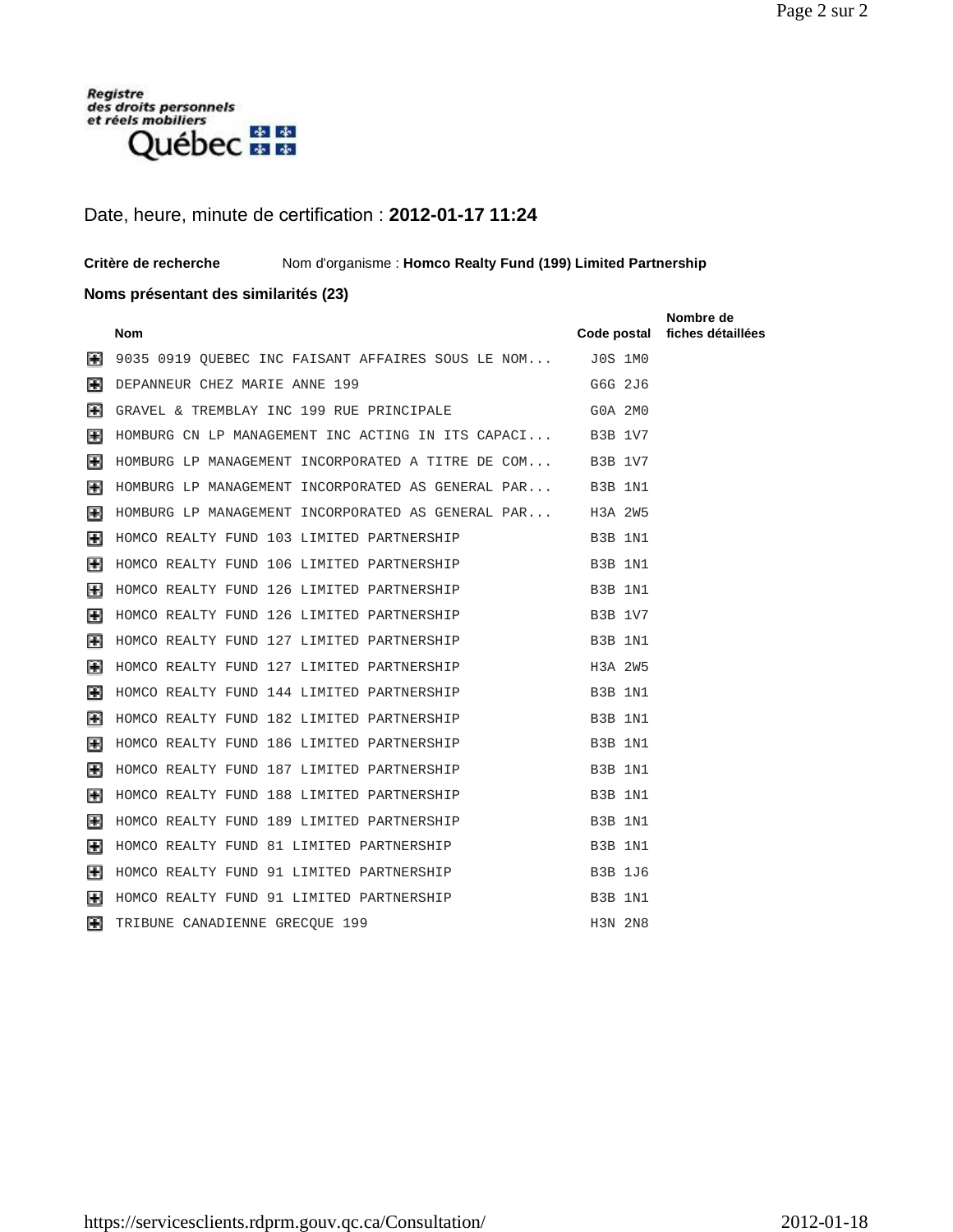Registre des droits personnels et réels mobiliers Québec

Date, heure, minute de certification : **2012-01-17 11:24**

**Critère de recherche** Nom d'organisme : **Homco Realty Fund (199) Limited Partnership**

**Noms présentant des similarités (23)**

| Nom | Code postal | Nombre de fiches détaillées |
|---|---|---|
| 9035 0919 QUEBEC INC FAISANT AFFAIRES SOUS LE NOM... | J0S 1M0 | |
| DEPANNEUR CHEZ MARIE ANNE 199 | G6G 2J6 | |
| GRAVEL & TREMBLAY INC 199 RUE PRINCIPALE | G0A 2M0 | |
| HOMBURG CN LP MANAGEMENT INC ACTING IN ITS CAPACI... | B3B 1V7 | |
| HOMBURG LP MANAGEMENT INCORPORATED A TITRE DE COM... | B3B 1V7 | |
| HOMBURG LP MANAGEMENT INCORPORATED AS GENERAL PAR... | B3B 1N1 | |
| HOMBURG LP MANAGEMENT INCORPORATED AS GENERAL PAR... | H3A 2W5 | |
| HOMCO REALTY FUND 103 LIMITED PARTNERSHIP | B3B 1N1 | |
| HOMCO REALTY FUND 106 LIMITED PARTNERSHIP | B3B 1N1 | |
| HOMCO REALTY FUND 126 LIMITED PARTNERSHIP | B3B 1N1 | |
| HOMCO REALTY FUND 126 LIMITED PARTNERSHIP | B3B 1V7 | |
| HOMCO REALTY FUND 127 LIMITED PARTNERSHIP | B3B 1N1 | |
| HOMCO REALTY FUND 127 LIMITED PARTNERSHIP | H3A 2W5 | |
| HOMCO REALTY FUND 144 LIMITED PARTNERSHIP | B3B 1N1 | |
| HOMCO REALTY FUND 182 LIMITED PARTNERSHIP | B3B 1N1 | |
| HOMCO REALTY FUND 186 LIMITED PARTNERSHIP | B3B 1N1 | |
| HOMCO REALTY FUND 187 LIMITED PARTNERSHIP | B3B 1N1 | |
| HOMCO REALTY FUND 188 LIMITED PARTNERSHIP | B3B 1N1 | |
| HOMCO REALTY FUND 189 LIMITED PARTNERSHIP | B3B 1N1 | |
| HOMCO REALTY FUND 81 LIMITED PARTNERSHIP | B3B 1N1 | |
| HOMCO REALTY FUND 91 LIMITED PARTNERSHIP | B3B 1J6 | |
| HOMCO REALTY FUND 91 LIMITED PARTNERSHIP | B3B 1N1 | |
| TRIBUNE CANADIENNE GRECQUE 199 | H3N 2N8 | |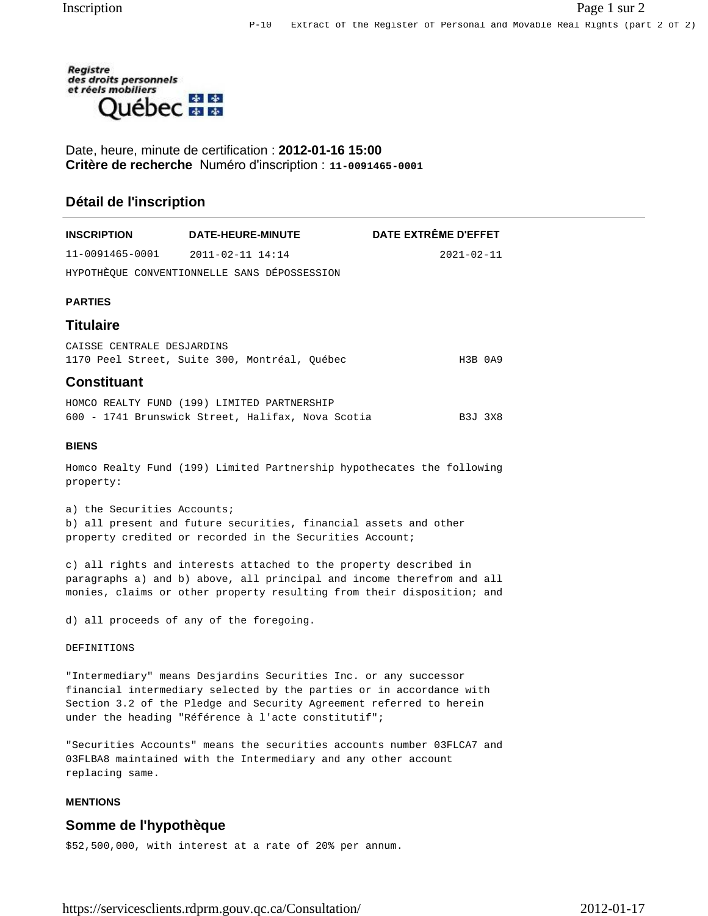P-10 Extract of the Register of Personal and Movable Real Rights (part 2 of 2)

Registre des droits personnels et réels mobiliers Québec

Date, heure, minute de certification : **2012-01-16 15:00**
**Critère de recherche** Numéro d'inscription : **11-0091465-0001**

## Détail de l'inscription

| INSCRIPTION | DATE-HEURE-MINUTE | DATE EXTRÊME D'EFFET |
|---|---|---|
| 11-0091465-0001 | 2011-02-11 14:14 | 2021-02-11 |

HYPOTHÈQUE CONVENTIONNELLE SANS DÉPOSSESSION

**PARTIES**

### Titulaire

CAISSE CENTRALE DESJARDINS
1170 Peel Street, Suite 300, Montréal, Québec H3B 0A9

### Constituant

HOMCO REALTY FUND (199) LIMITED PARTNERSHIP
600 - 1741 Brunswick Street, Halifax, Nova Scotia B3J 3X8

**BIENS**

Homco Realty Fund (199) Limited Partnership hypothecates the following property:

a) the Securities Accounts;
b) all present and future securities, financial assets and other property credited or recorded in the Securities Account;

c) all rights and interests attached to the property described in paragraphs a) and b) above, all principal and income therefrom and all monies, claims or other property resulting from their disposition; and

d) all proceeds of any of the foregoing.

DEFINITIONS

"Intermediary" means Desjardins Securities Inc. or any successor financial intermediary selected by the parties or in accordance with Section 3.2 of the Pledge and Security Agreement referred to herein under the heading "Référence à l'acte constitutif";

"Securities Accounts" means the securities accounts number 03FLCA7 and 03FLBA8 maintained with the Intermediary and any other account replacing same.

**MENTIONS**

### Somme de l'hypothèque

$52,500,000, with interest at a rate of 20% per annum.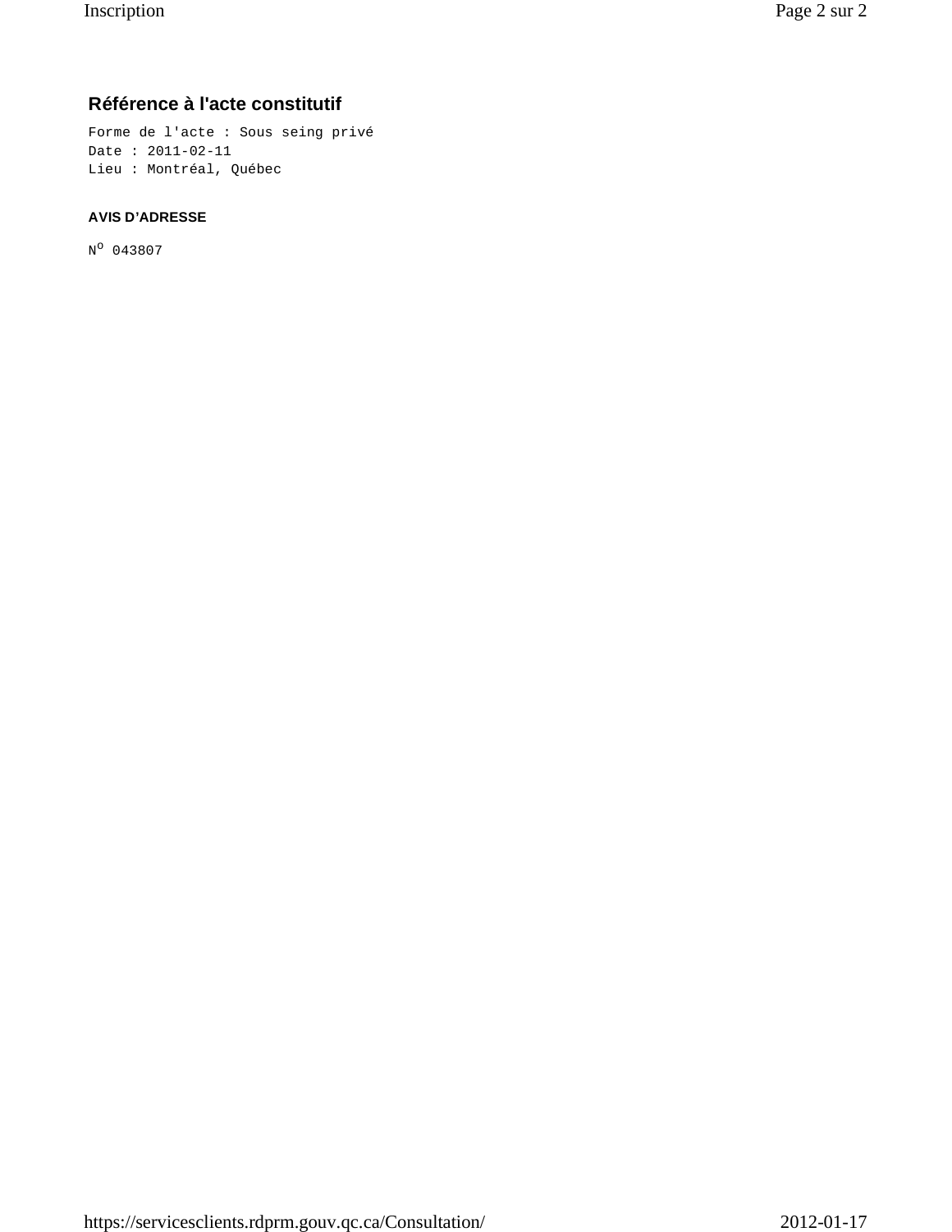## Référence à l'acte constitutif

Forme de l'acte : Sous seing privé
Date : 2011-02-11
Lieu : Montréal, Québec

**AVIS D'ADRESSE**

N$^{o}$ 043807